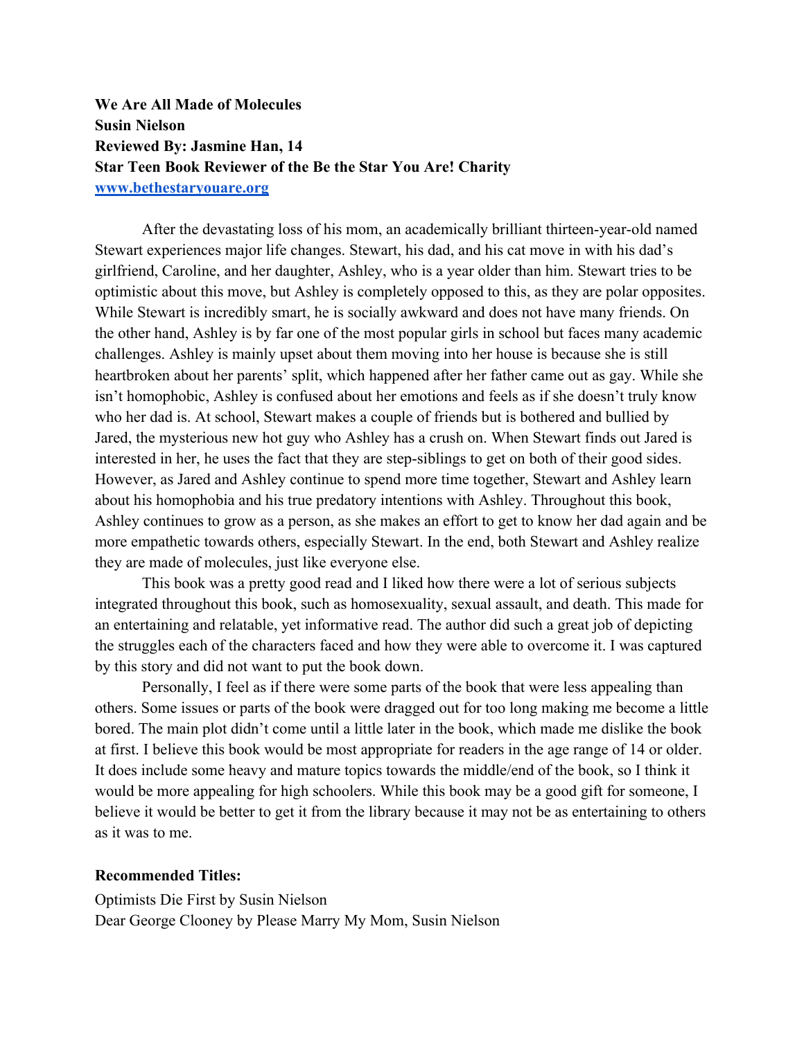**We Are All Made of Molecules**
**Susin Nielson**
**Reviewed By: Jasmine Han, 14**
**Star Teen Book Reviewer of the Be the Star You Are! Charity**
**[www.bethestaryouare.org](http://www.bethestaryouare.org)**

After the devastating loss of his mom, an academically brilliant thirteen-year-old named Stewart experiences major life changes. Stewart, his dad, and his cat move in with his dad's girlfriend, Caroline, and her daughter, Ashley, who is a year older than him. Stewart tries to be optimistic about this move, but Ashley is completely opposed to this, as they are polar opposites. While Stewart is incredibly smart, he is socially awkward and does not have many friends. On the other hand, Ashley is by far one of the most popular girls in school but faces many academic challenges. Ashley is mainly upset about them moving into her house is because she is still heartbroken about her parents' split, which happened after her father came out as gay. While she isn't homophobic, Ashley is confused about her emotions and feels as if she doesn't truly know who her dad is. At school, Stewart makes a couple of friends but is bothered and bullied by Jared, the mysterious new hot guy who Ashley has a crush on. When Stewart finds out Jared is interested in her, he uses the fact that they are step-siblings to get on both of their good sides. However, as Jared and Ashley continue to spend more time together, Stewart and Ashley learn about his homophobia and his true predatory intentions with Ashley. Throughout this book, Ashley continues to grow as a person, as she makes an effort to get to know her dad again and be more empathetic towards others, especially Stewart. In the end, both Stewart and Ashley realize they are made of molecules, just like everyone else.

This book was a pretty good read and I liked how there were a lot of serious subjects integrated throughout this book, such as homosexuality, sexual assault, and death. This made for an entertaining and relatable, yet informative read. The author did such a great job of depicting the struggles each of the characters faced and how they were able to overcome it. I was captured by this story and did not want to put the book down.

Personally, I feel as if there were some parts of the book that were less appealing than others. Some issues or parts of the book were dragged out for too long making me become a little bored. The main plot didn't come until a little later in the book, which made me dislike the book at first. I believe this book would be most appropriate for readers in the age range of 14 or older. It does include some heavy and mature topics towards the middle/end of the book, so I think it would be more appealing for high schoolers. While this book may be a good gift for someone, I believe it would be better to get it from the library because it may not be as entertaining to others as it was to me.

**Recommended Titles:**

Optimists Die First by Susin Nielson
Dear George Clooney by Please Marry My Mom, Susin Nielson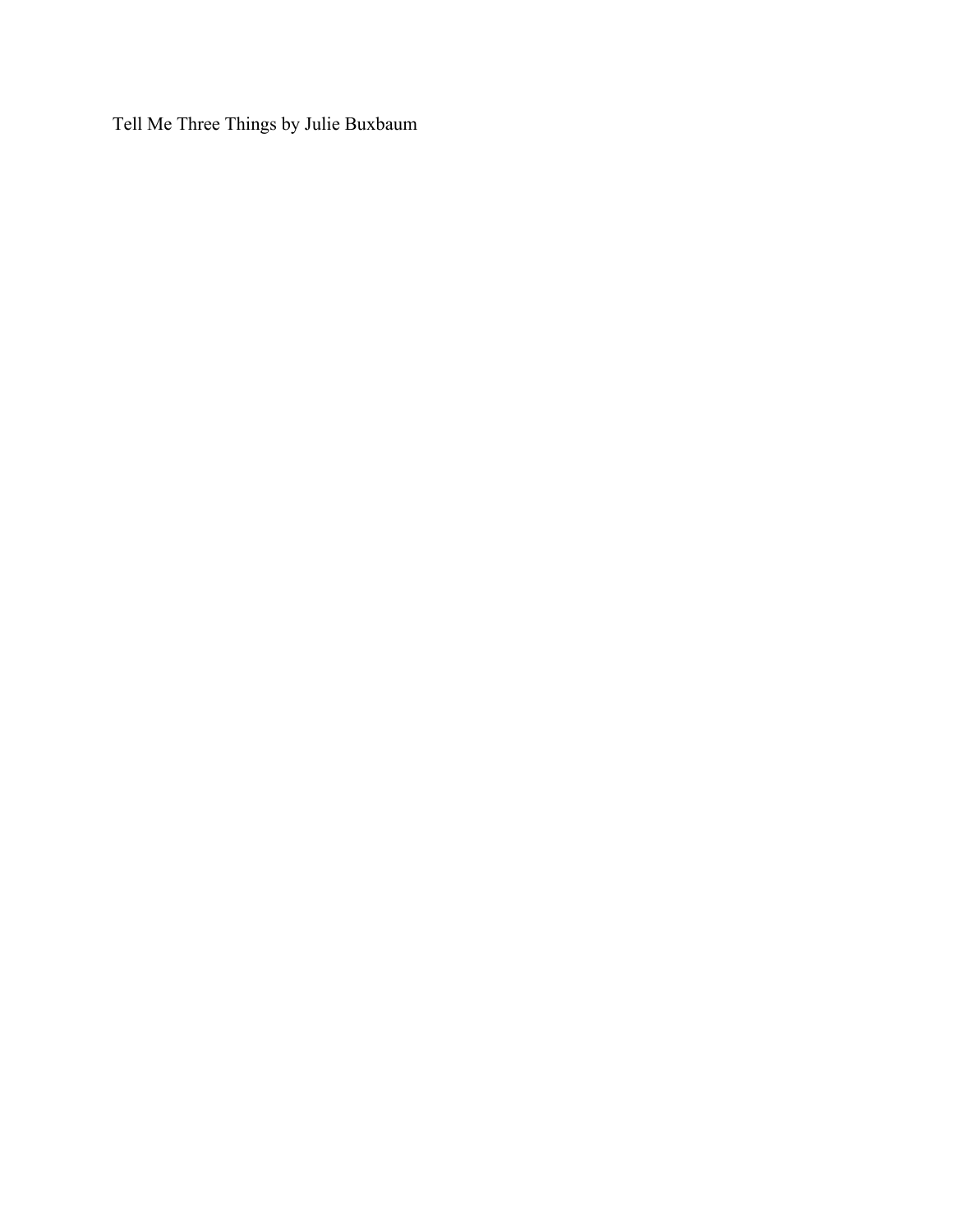Tell Me Three Things by Julie Buxbaum